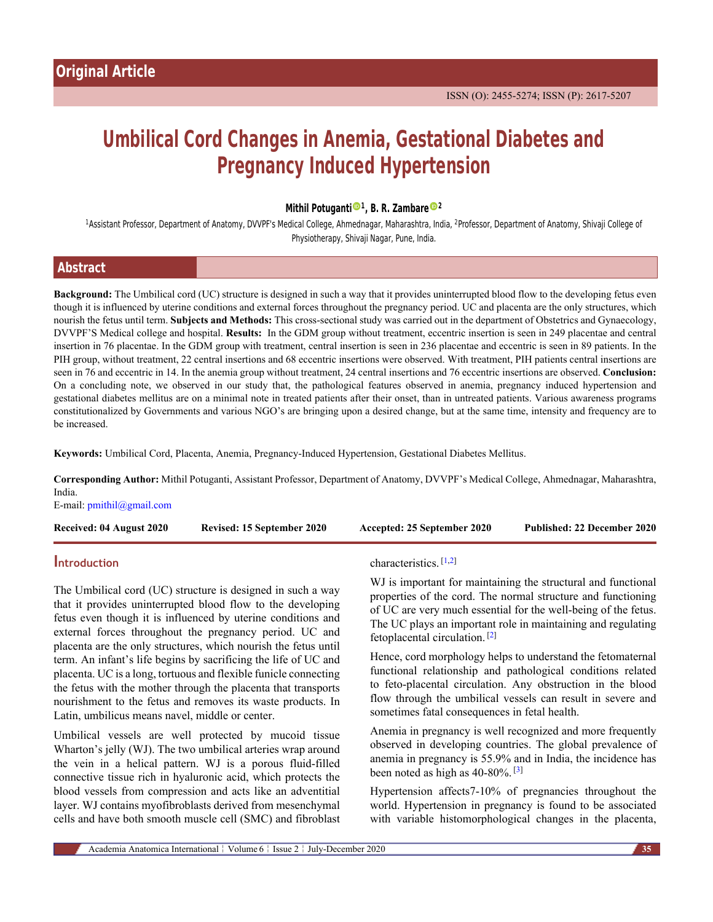Original Article

ISSN (O): 2455-5274; ISSN (P): 2617-5207

# Umbilical Cord Changes in Anemia, Gestational Diabetes and Pregnancy Induced Hypertension

**Mithil Potuganti[1], B. R. Zambare[2]**

[1]Assistant Professor, Department of Anatomy, DVVPF's Medical College, Ahmednagar, Maharashtra, India, [2]Professor, Department of Anatomy, Shivaji College of Physiotherapy, Shivaji Nagar, Pune, India.

## Abstract

**Background:** The Umbilical cord (UC) structure is designed in such a way that it provides uninterrupted blood flow to the developing fetus even though it is influenced by uterine conditions and external forces throughout the pregnancy period. UC and placenta are the only structures, which nourish the fetus until term. **Subjects and Methods:** This cross-sectional study was carried out in the department of Obstetrics and Gynaecology, DVVPF'S Medical college and hospital. **Results:** In the GDM group without treatment, eccentric insertion is seen in 249 placentae and central insertion in 76 placentae. In the GDM group with treatment, central insertion is seen in 236 placentae and eccentric is seen in 89 patients. In the PIH group, without treatment, 22 central insertions and 68 eccentric insertions were observed. With treatment, PIH patients central insertions are seen in 76 and eccentric in 14. In the anemia group without treatment, 24 central insertions and 76 eccentric insertions are observed. **Conclusion:** On a concluding note, we observed in our study that, the pathological features observed in anemia, pregnancy induced hypertension and gestational diabetes mellitus are on a minimal note in treated patients after their onset, than in untreated patients. Various awareness programs constitutionalized by Governments and various NGO's are bringing upon a desired change, but at the same time, intensity and frequency are to be increased.

**Keywords:** Umbilical Cord, Placenta, Anemia, Pregnancy-Induced Hypertension, Gestational Diabetes Mellitus.

**Corresponding Author:** Mithil Potuganti, Assistant Professor, Department of Anatomy, DVVPF's Medical College, Ahmednagar, Maharashtra, India.
E-mail: pmithil@gmail.com

**Received: 04 August 2020** **Revised: 15 September 2020** **Accepted: 25 September 2020** **Published: 22 December 2020**

## Introduction

The Umbilical cord (UC) structure is designed in such a way that it provides uninterrupted blood flow to the developing fetus even though it is influenced by uterine conditions and external forces throughout the pregnancy period. UC and placenta are the only structures, which nourish the fetus until term. An infant's life begins by sacrificing the life of UC and placenta. UC is a long, tortuous and flexible funicle connecting the fetus with the mother through the placenta that transports nourishment to the fetus and removes its waste products. In Latin, umbilicus means navel, middle or center.

Umbilical vessels are well protected by mucoid tissue Wharton's jelly (WJ). The two umbilical arteries wrap around the vein in a helical pattern. WJ is a porous fluid-filled connective tissue rich in hyaluronic acid, which protects the blood vessels from compression and acts like an adventitial layer. WJ contains myofibroblasts derived from mesenchymal cells and have both smooth muscle cell (SMC) and fibroblast characteristics.[1,2]

WJ is important for maintaining the structural and functional properties of the cord. The normal structure and functioning of UC are very much essential for the well-being of the fetus. The UC plays an important role in maintaining and regulating fetoplacental circulation.[2]

Hence, cord morphology helps to understand the fetomaternal functional relationship and pathological conditions related to feto-placental circulation. Any obstruction in the blood flow through the umbilical vessels can result in severe and sometimes fatal consequences in fetal health.

Anemia in pregnancy is well recognized and more frequently observed in developing countries. The global prevalence of anemia in pregnancy is 55.9% and in India, the incidence has been noted as high as 40-80%.[3]

Hypertension affects7-10% of pregnancies throughout the world. Hypertension in pregnancy is found to be associated with variable histomorphological changes in the placenta,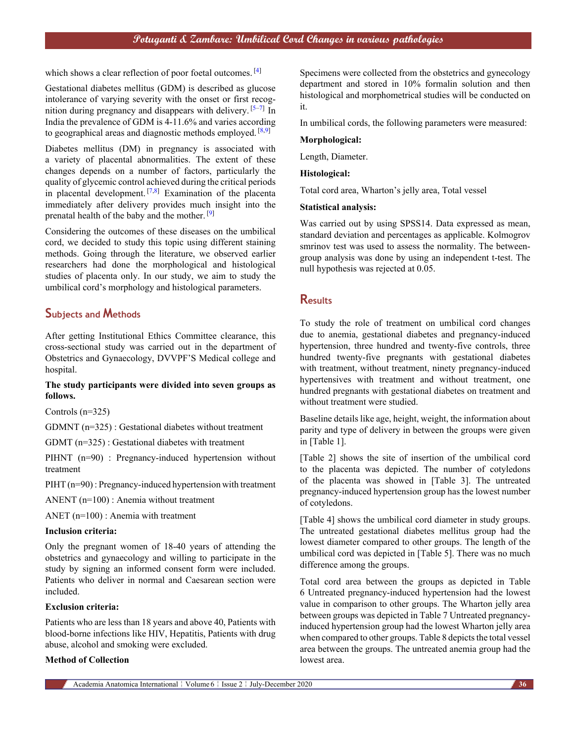which shows a clear reflection of poor foetal outcomes.[4]

Gestational diabetes mellitus (GDM) is described as glucose intolerance of varying severity with the onset or first recognition during pregnancy and disappears with delivery.[5–7] In India the prevalence of GDM is 4-11.6% and varies according to geographical areas and diagnostic methods employed.[8,9]

Diabetes mellitus (DM) in pregnancy is associated with a variety of placental abnormalities. The extent of these changes depends on a number of factors, particularly the quality of glycemic control achieved during the critical periods in placental development.[7,8] Examination of the placenta immediately after delivery provides much insight into the prenatal health of the baby and the mother.[9]

Considering the outcomes of these diseases on the umbilical cord, we decided to study this topic using different staining methods. Going through the literature, we observed earlier researchers had done the morphological and histological studies of placenta only. In our study, we aim to study the umbilical cord's morphology and histological parameters.

## Subjects and Methods

After getting Institutional Ethics Committee clearance, this cross-sectional study was carried out in the department of Obstetrics and Gynaecology, DVVPF'S Medical college and hospital.

**The study participants were divided into seven groups as follows.**

Controls (n=325)

GDMNT (n=325) : Gestational diabetes without treatment

GDMT (n=325) : Gestational diabetes with treatment

PIHNT (n=90) : Pregnancy-induced hypertension without treatment

PIHT (n=90) : Pregnancy-induced hypertension with treatment

ANENT (n=100) : Anemia without treatment

ANET (n=100) : Anemia with treatment

**Inclusion criteria:**

Only the pregnant women of 18-40 years of attending the obstetrics and gynaecology and willing to participate in the study by signing an informed consent form were included. Patients who deliver in normal and Caesarean section were included.

**Exclusion criteria:**

Patients who are less than 18 years and above 40, Patients with blood-borne infections like HIV, Hepatitis, Patients with drug abuse, alcohol and smoking were excluded.

**Method of Collection**

Specimens were collected from the obstetrics and gynecology department and stored in 10% formalin solution and then histological and morphometrical studies will be conducted on it.

In umbilical cords, the following parameters were measured:

**Morphological:**

Length, Diameter.

**Histological:**

Total cord area, Wharton's jelly area, Total vessel

**Statistical analysis:**

Was carried out by using SPSS14. Data expressed as mean, standard deviation and percentages as applicable. Kolmogrov smrinov test was used to assess the normality. The between-group analysis was done by using an independent t-test. The null hypothesis was rejected at 0.05.

## Results

To study the role of treatment on umbilical cord changes due to anemia, gestational diabetes and pregnancy-induced hypertension, three hundred and twenty-five controls, three hundred twenty-five pregnants with gestational diabetes with treatment, without treatment, ninety pregnancy-induced hypertensives with treatment and without treatment, one hundred pregnants with gestational diabetes on treatment and without treatment were studied.

Baseline details like age, height, weight, the information about parity and type of delivery in between the groups were given in [Table 1].

[Table 2] shows the site of insertion of the umbilical cord to the placenta was depicted. The number of cotyledons of the placenta was showed in [Table 3]. The untreated pregnancy-induced hypertension group has the lowest number of cotyledons.

[Table 4] shows the umbilical cord diameter in study groups. The untreated gestational diabetes mellitus group had the lowest diameter compared to other groups. The length of the umbilical cord was depicted in [Table 5]. There was no much difference among the groups.

Total cord area between the groups as depicted in Table 6 Untreated pregnancy-induced hypertension had the lowest value in comparison to other groups. The Wharton jelly area between groups was depicted in Table 7 Untreated pregnancy-induced hypertension group had the lowest Wharton jelly area when compared to other groups. Table 8 depicts the total vessel area between the groups. The untreated anemia group had the lowest area.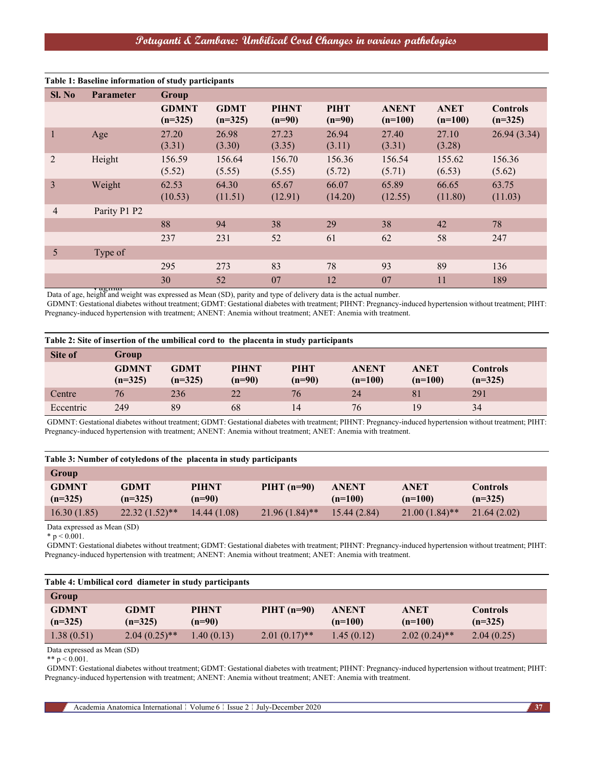**Table 1: Baseline information of study participants**

| Sl. No | Parameter | Group | | | | | | |
|---|---|---|---|---|---|---|---|---|
| | | GDMNT (n=325) | GDMT (n=325) | PIHNT (n=90) | PIHT (n=90) | ANENT (n=100) | ANET (n=100) | Controls (n=325) |
| 1 | Age | 27.20 (3.31) | 26.98 (3.30) | 27.23 (3.35) | 26.94 (3.11) | 27.40 (3.31) | 27.10 (3.28) | 26.94 (3.34) |
| 2 | Height | 156.59 (5.52) | 156.64 (5.55) | 156.70 (5.55) | 156.36 (5.72) | 156.54 (5.71) | 155.62 (6.53) | 156.36 (5.62) |
| 3 | Weight | 62.53 (10.53) | 64.30 (11.51) | 65.67 (12.91) | 66.07 (14.20) | 65.89 (12.55) | 66.65 (11.80) | 63.75 (11.03) |
| 4 | Parity P1 P2 | | | | | | | |
| | | 88 | 94 | 38 | 29 | 38 | 42 | 78 |
| | | 237 | 231 | 52 | 61 | 62 | 58 | 247 |
| 5 | Type of | | | | | | | |
| | | 295 | 273 | 83 | 78 | 93 | 89 | 136 |
| | Vaginal | 30 | 52 | 07 | 12 | 07 | 11 | 189 |

Data of age, height and weight was expressed as Mean (SD), parity and type of delivery data is the actual number.

GDMNT: Gestational diabetes without treatment; GDMT: Gestational diabetes with treatment; PIHNT: Pregnancy-induced hypertension without treatment; PIHT: Pregnancy-induced hypertension with treatment; ANENT: Anemia without treatment; ANET: Anemia with treatment.

**Table 2: Site of insertion of the umbilical cord to the placenta in study participants**

| Site of | Group | | | | | | |
|---|---|---|---|---|---|---|---|
| | GDMNT (n=325) | GDMT (n=325) | PIHNT (n=90) | PIHT (n=90) | ANENT (n=100) | ANET (n=100) | Controls (n=325) |
| Centre | 76 | 236 | 22 | 76 | 24 | 81 | 291 |
| Eccentric | 249 | 89 | 68 | 14 | 76 | 19 | 34 |

GDMNT: Gestational diabetes without treatment; GDMT: Gestational diabetes with treatment; PIHNT: Pregnancy-induced hypertension without treatment; PIHT: Pregnancy-induced hypertension with treatment; ANENT: Anemia without treatment; ANET: Anemia with treatment.

**Table 3: Number of cotyledons of the placenta in study participants**

| Group | | | | | | |
|---|---|---|---|---|---|---|
| GDMNT (n=325) | GDMT (n=325) | PIHNT (n=90) | PIHT (n=90) | ANENT (n=100) | ANET (n=100) | Controls (n=325) |
| 16.30 (1.85) | 22.32 (1.52)** | 14.44 (1.08) | 21.96 (1.84)** | 15.44 (2.84) | 21.00 (1.84)** | 21.64 (2.02) |

Data expressed as Mean (SD)

* $p < 0.001$.

GDMNT: Gestational diabetes without treatment; GDMT: Gestational diabetes with treatment; PIHNT: Pregnancy-induced hypertension without treatment; PIHT: Pregnancy-induced hypertension with treatment; ANENT: Anemia without treatment; ANET: Anemia with treatment.

**Table 4: Umbilical cord diameter in study participants**

| Group | | | | | | |
|---|---|---|---|---|---|---|
| GDMNT (n=325) | GDMT (n=325) | PIHNT (n=90) | PIHT (n=90) | ANENT (n=100) | ANET (n=100) | Controls (n=325) |
| 1.38 (0.51) | 2.04 (0.25)** | 1.40 (0.13) | 2.01 (0.17)** | 1.45 (0.12) | 2.02 (0.24)** | 2.04 (0.25) |

Data expressed as Mean (SD)

** $p < 0.001$.

GDMNT: Gestational diabetes without treatment; GDMT: Gestational diabetes with treatment; PIHNT: Pregnancy-induced hypertension without treatment; PIHT: Pregnancy-induced hypertension with treatment; ANENT: Anemia without treatment; ANET: Anemia with treatment.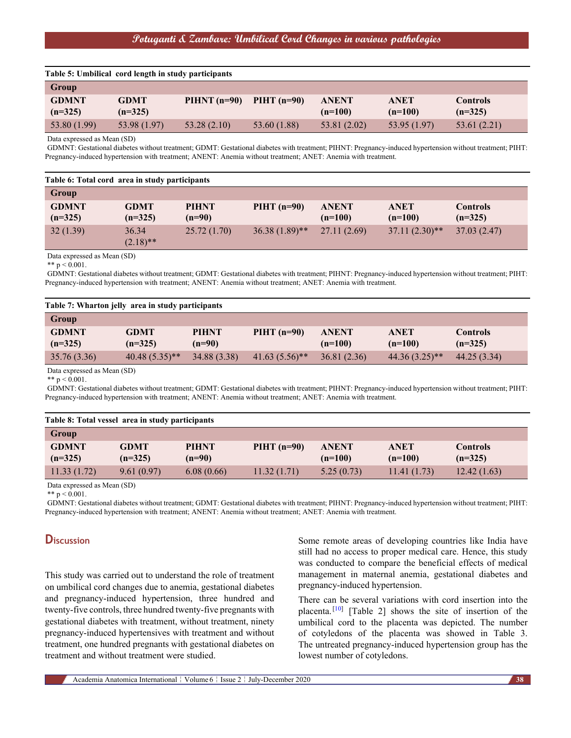**Table 5: Umbilical cord length in study participants**

| Group | | | | | | |
|---|---|---|---|---|---|---|
| GDMNT (n=325) | GDMT (n=325) | PIHNT (n=90) | PIHT (n=90) | ANENT (n=100) | ANET (n=100) | Controls (n=325) |
| 53.80 (1.99) | 53.98 (1.97) | 53.28 (2.10) | 53.60 (1.88) | 53.81 (2.02) | 53.95 (1.97) | 53.61 (2.21) |

Data expressed as Mean (SD)
GDMNT: Gestational diabetes without treatment; GDMT: Gestational diabetes with treatment; PIHNT: Pregnancy-induced hypertension without treatment; PIHT: Pregnancy-induced hypertension with treatment; ANENT: Anemia without treatment; ANET: Anemia with treatment.

**Table 6: Total cord area in study participants**

| Group | | | | | | |
|---|---|---|---|---|---|---|
| GDMNT (n=325) | GDMT (n=325) | PIHNT (n=90) | PIHT (n=90) | ANENT (n=100) | ANET (n=100) | Controls (n=325) |
| 32 (1.39) | 36.34 (2.18)** | 25.72 (1.70) | 36.38 (1.89)** | 27.11 (2.69) | 37.11 (2.30)** | 37.03 (2.47) |

Data expressed as Mean (SD)
** $p < 0.001$.
GDMNT: Gestational diabetes without treatment; GDMT: Gestational diabetes with treatment; PIHNT: Pregnancy-induced hypertension without treatment; PIHT: Pregnancy-induced hypertension with treatment; ANENT: Anemia without treatment; ANET: Anemia with treatment.

**Table 7: Wharton jelly area in study participants**

| Group | | | | | | |
|---|---|---|---|---|---|---|
| GDMNT (n=325) | GDMT (n=325) | PIHNT (n=90) | PIHT (n=90) | ANENT (n=100) | ANET (n=100) | Controls (n=325) |
| 35.76 (3.36) | 40.48 (5.35)** | 34.88 (3.38) | 41.63 (5.56)** | 36.81 (2.36) | 44.36 (3.25)** | 44.25 (3.34) |

Data expressed as Mean (SD)
** $p < 0.001$.
GDMNT: Gestational diabetes without treatment; GDMT: Gestational diabetes with treatment; PIHNT: Pregnancy-induced hypertension without treatment; PIHT: Pregnancy-induced hypertension with treatment; ANENT: Anemia without treatment; ANET: Anemia with treatment.

**Table 8: Total vessel area in study participants**

| Group | | | | | | |
|---|---|---|---|---|---|---|
| GDMNT (n=325) | GDMT (n=325) | PIHNT (n=90) | PIHT (n=90) | ANENT (n=100) | ANET (n=100) | Controls (n=325) |
| 11.33 (1.72) | 9.61 (0.97) | 6.08 (0.66) | 11.32 (1.71) | 5.25 (0.73) | 11.41 (1.73) | 12.42 (1.63) |

Data expressed as Mean (SD)
** $p < 0.001$.
GDMNT: Gestational diabetes without treatment; GDMT: Gestational diabetes with treatment; PIHNT: Pregnancy-induced hypertension without treatment; PIHT: Pregnancy-induced hypertension with treatment; ANENT: Anemia without treatment; ANET: Anemia with treatment.

## Discussion

This study was carried out to understand the role of treatment on umbilical cord changes due to anemia, gestational diabetes and pregnancy-induced hypertension, three hundred and twenty-five controls, three hundred twenty-five pregnants with gestational diabetes with treatment, without treatment, ninety pregnancy-induced hypertensives with treatment and without treatment, one hundred pregnants with gestational diabetes on treatment and without treatment were studied.

Some remote areas of developing countries like India have still had no access to proper medical care. Hence, this study was conducted to compare the beneficial effects of medical management in maternal anemia, gestational diabetes and pregnancy-induced hypertension.

There can be several variations with cord insertion into the placenta.[10] [Table 2] shows the site of insertion of the umbilical cord to the placenta was depicted. The number of cotyledons of the placenta was showed in Table 3. The untreated pregnancy-induced hypertension group has the lowest number of cotyledons.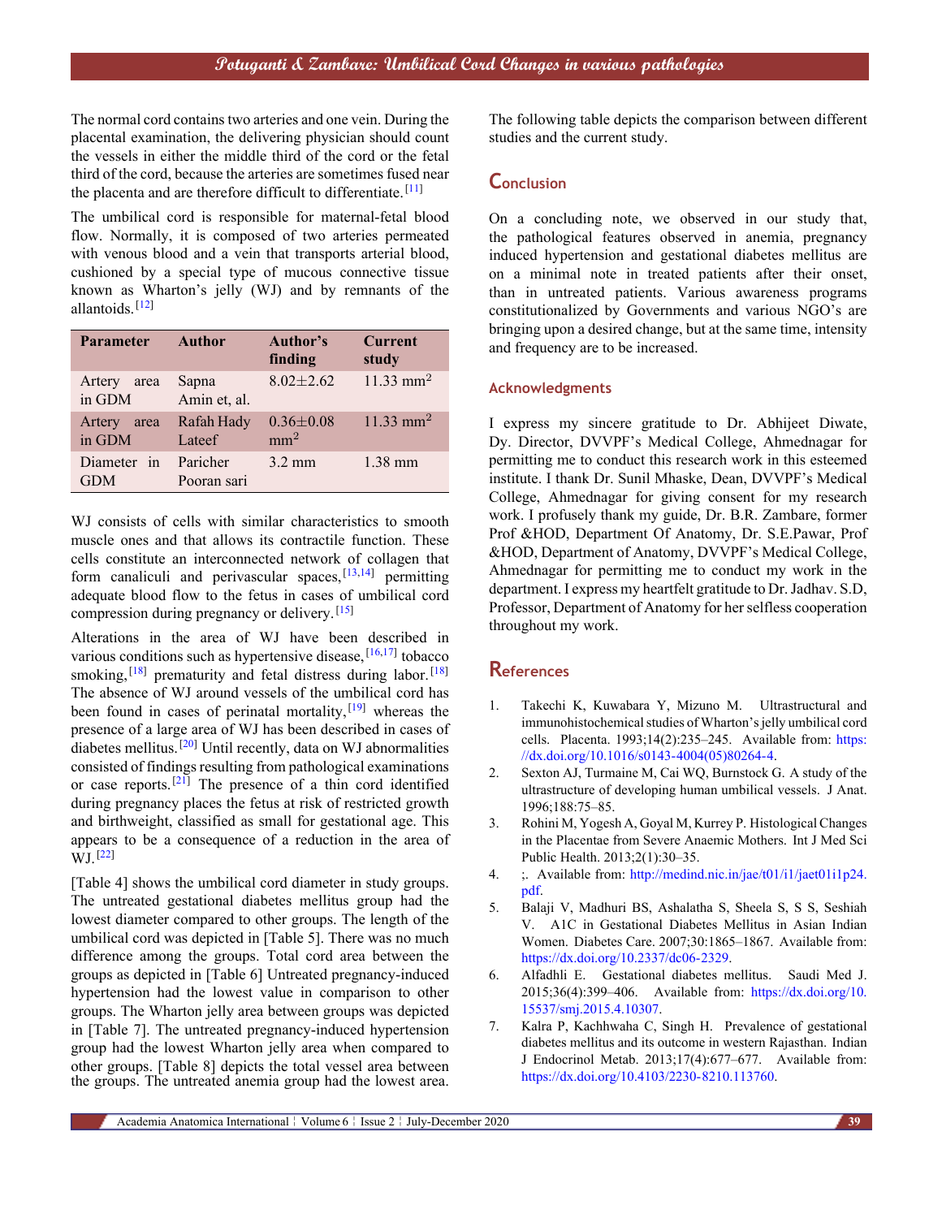The normal cord contains two arteries and one vein. During the placental examination, the delivering physician should count the vessels in either the middle third of the cord or the fetal third of the cord, because the arteries are sometimes fused near the placenta and are therefore difficult to differentiate.[11]

The umbilical cord is responsible for maternal-fetal blood flow. Normally, it is composed of two arteries permeated with venous blood and a vein that transports arterial blood, cushioned by a special type of mucous connective tissue known as Wharton's jelly (WJ) and by remnants of the allantois.[12]

| Parameter | Author | Author's finding | Current study |
|---|---|---|---|
| Artery area in GDM | Sapna Amin et, al. | 8.02±2.62 | 11.33 $mm^2$ |
| Artery area in GDM | Rafah Hady Lateef | 0.36±0.08 $mm^2$ | 11.33 $mm^2$ |
| Diameter in GDM | Paricher Pooran sari | 3.2 mm | 1.38 mm |

WJ consists of cells with similar characteristics to smooth muscle ones and that allows its contractile function. These cells constitute an interconnected network of collagen that form canaliculi and perivascular spaces,[13,14] permitting adequate blood flow to the fetus in cases of umbilical cord compression during pregnancy or delivery.[15]

Alterations in the area of WJ have been described in various conditions such as hypertensive disease,[16,17] tobacco smoking,[18] prematurity and fetal distress during labor.[18] The absence of WJ around vessels of the umbilical cord has been found in cases of perinatal mortality,[19] whereas the presence of a large area of WJ has been described in cases of diabetes mellitus.[20] Until recently, data on WJ abnormalities consisted of findings resulting from pathological examinations or case reports.[21] The presence of a thin cord identified during pregnancy places the fetus at risk of restricted growth and birthweight, classified as small for gestational age. This appears to be a consequence of a reduction in the area of WJ.[22]

[Table 4] shows the umbilical cord diameter in study groups. The untreated gestational diabetes mellitus group had the lowest diameter compared to other groups. The length of the umbilical cord was depicted in [Table 5]. There was no much difference among the groups. Total cord area between the groups as depicted in [Table 6] Untreated pregnancy-induced hypertension had the lowest value in comparison to other groups. The Wharton jelly area between groups was depicted in [Table 7]. The untreated pregnancy-induced hypertension group had the lowest Wharton jelly area when compared to other groups. [Table 8] depicts the total vessel area between the groups. The untreated anemia group had the lowest area.

The following table depicts the comparison between different studies and the current study.

## Conclusion

On a concluding note, we observed in our study that, the pathological features observed in anemia, pregnancy induced hypertension and gestational diabetes mellitus are on a minimal note in treated patients after their onset, than in untreated patients. Various awareness programs constitutionalized by Governments and various NGO's are bringing upon a desired change, but at the same time, intensity and frequency are to be increased.

### Acknowledgments

I express my sincere gratitude to Dr. Abhijeet Diwate, Dy. Director, DVVPF's Medical College, Ahmednagar for permitting me to conduct this research work in this esteemed institute. I thank Dr. Sunil Mhaske, Dean, DVVPF's Medical College, Ahmednagar for giving consent for my research work. I profusely thank my guide, Dr. B.R. Zambare, former Prof &HOD, Department Of Anatomy, Dr. S.E.Pawar, Prof &HOD, Department of Anatomy, DVVPF's Medical College, Ahmednagar for permitting me to conduct my work in the department. I express my heartfelt gratitude to Dr. Jadhav. S.D, Professor, Department of Anatomy for her selfless cooperation throughout my work.

## References

1. Takechi K, Kuwabara Y, Mizuno M. Ultrastructural and immunohistochemical studies of Wharton's jelly umbilical cord cells. Placenta. 1993;14(2):235–245. Available from: https://dx.doi.org/10.1016/s0143-4004(05)80264-4.
2. Sexton AJ, Turmaine M, Cai WQ, Burnstock G. A study of the ultrastructure of developing human umbilical vessels. J Anat. 1996;188:75–85.
3. Rohini M, Yogesh A, Goyal M, Kurrey P. Histological Changes in the Placentae from Severe Anaemic Mothers. Int J Med Sci Public Health. 2013;2(1):30–35.
4. ;. Available from: http://medind.nic.in/jae/t01/i1/jaet01i1p24.pdf.
5. Balaji V, Madhuri BS, Ashalatha S, Sheela S, S S, Seshiah V. A1C in Gestational Diabetes Mellitus in Asian Indian Women. Diabetes Care. 2007;30:1865–1867. Available from: https://dx.doi.org/10.2337/dc06-2329.
6. Alfadhli E. Gestational diabetes mellitus. Saudi Med J. 2015;36(4):399–406. Available from: https://dx.doi.org/10.15537/smj.2015.4.10307.
7. Kalra P, Kachhwaha C, Singh H. Prevalence of gestational diabetes mellitus and its outcome in western Rajasthan. Indian J Endocrinol Metab. 2013;17(4):677–677. Available from: https://dx.doi.org/10.4103/2230-8210.113760.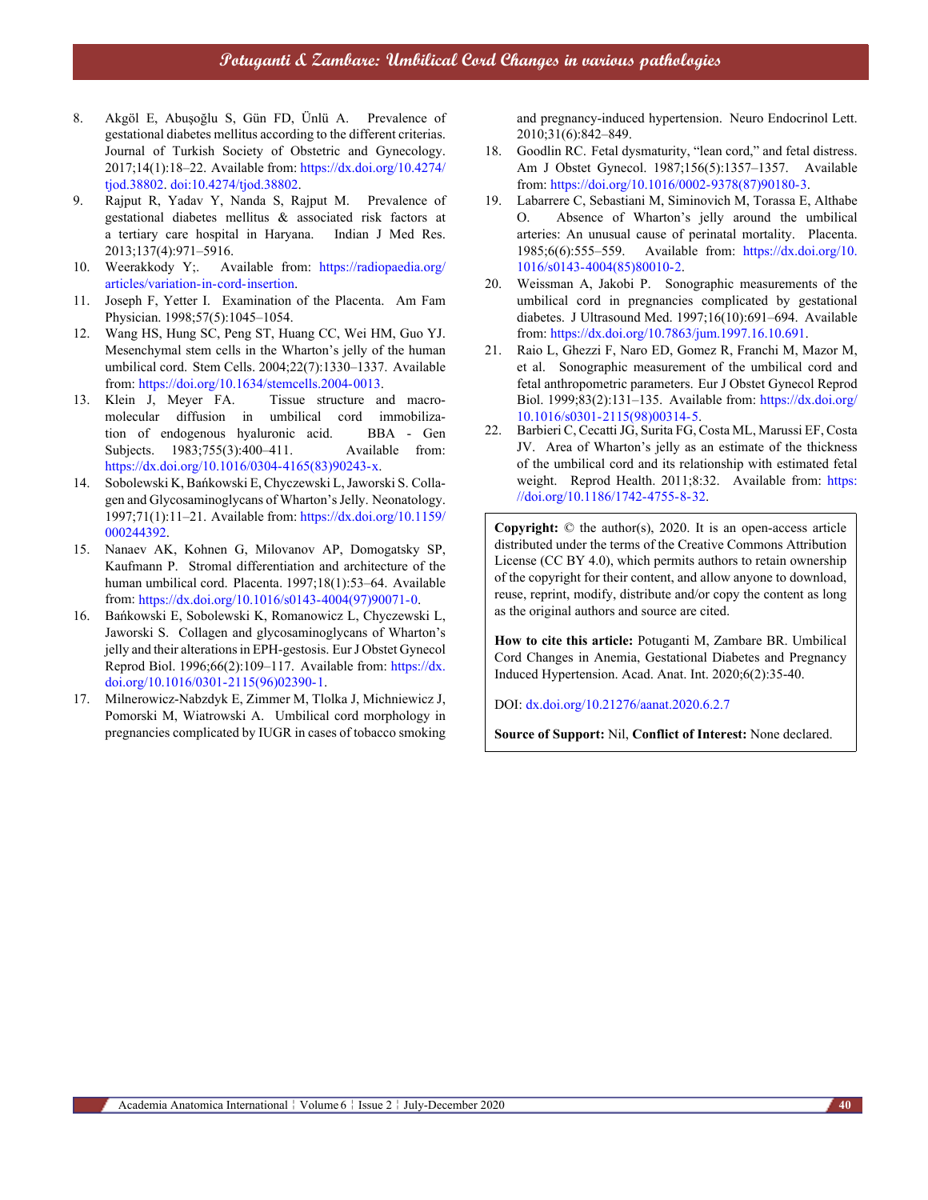8. Akgöl E, Abuşoğlu S, Gün FD, Ünlü A. Prevalence of gestational diabetes mellitus according to the different criterias. Journal of Turkish Society of Obstetric and Gynecology. 2017;14(1):18–22. Available from: https://dx.doi.org/10.4274/tjod.38802. doi:10.4274/tjod.38802.
9. Rajput R, Yadav Y, Nanda S, Rajput M. Prevalence of gestational diabetes mellitus & associated risk factors at a tertiary care hospital in Haryana. Indian J Med Res. 2013;137(4):971–5916.
10. Weerakkody Y;. Available from: https://radiopaedia.org/articles/variation-in-cord-insertion.
11. Joseph F, Yetter I. Examination of the Placenta. Am Fam Physician. 1998;57(5):1045–1054.
12. Wang HS, Hung SC, Peng ST, Huang CC, Wei HM, Guo YJ. Mesenchymal stem cells in the Wharton's jelly of the human umbilical cord. Stem Cells. 2004;22(7):1330–1337. Available from: https://doi.org/10.1634/stemcells.2004-0013.
13. Klein J, Meyer FA. Tissue structure and macromolecular diffusion in umbilical cord immobilization of endogenous hyaluronic acid. BBA - Gen Subjects. 1983;755(3):400–411. Available from: https://dx.doi.org/10.1016/0304-4165(83)90243-x.
14. Sobolewski K, Bańkowski E, Chyczewski L, Jaworski S. Collagen and Glycosaminoglycans of Wharton's Jelly. Neonatology. 1997;71(1):11–21. Available from: https://dx.doi.org/10.1159/000244392.
15. Nanaev AK, Kohnen G, Milovanov AP, Domogatsky SP, Kaufmann P. Stromal differentiation and architecture of the human umbilical cord. Placenta. 1997;18(1):53–64. Available from: https://dx.doi.org/10.1016/s0143-4004(97)90071-0.
16. Bańkowski E, Sobolewski K, Romanowicz L, Chyczewski L, Jaworski S. Collagen and glycosaminoglycans of Wharton's jelly and their alterations in EPH-gestosis. Eur J Obstet Gynecol Reprod Biol. 1996;66(2):109–117. Available from: https://dx.doi.org/10.1016/0301-2115(96)02390-1.
17. Milnerowicz-Nabzdyk E, Zimmer M, Tlolka J, Michniewicz J, Pomorski M, Wiatrowski A. Umbilical cord morphology in pregnancies complicated by IUGR in cases of tobacco smoking and pregnancy-induced hypertension. Neuro Endocrinol Lett. 2010;31(6):842–849.
18. Goodlin RC. Fetal dysmaturity, "lean cord," and fetal distress. Am J Obstet Gynecol. 1987;156(5):1357–1357. Available from: https://doi.org/10.1016/0002-9378(87)90180-3.
19. Labarrere C, Sebastiani M, Siminovich M, Torassa E, Althabe O. Absence of Wharton's jelly around the umbilical arteries: An unusual cause of perinatal mortality. Placenta. 1985;6(6):555–559. Available from: https://dx.doi.org/10.1016/s0143-4004(85)80010-2.
20. Weissman A, Jakobi P. Sonographic measurements of the umbilical cord in pregnancies complicated by gestational diabetes. J Ultrasound Med. 1997;16(10):691–694. Available from: https://dx.doi.org/10.7863/jum.1997.16.10.691.
21. Raio L, Ghezzi F, Naro ED, Gomez R, Franchi M, Mazor M, et al. Sonographic measurement of the umbilical cord and fetal anthropometric parameters. Eur J Obstet Gynecol Reprod Biol. 1999;83(2):131–135. Available from: https://dx.doi.org/10.1016/s0301-2115(98)00314-5.
22. Barbieri C, Cecatti JG, Surita FG, Costa ML, Marussi EF, Costa JV. Area of Wharton's jelly as an estimate of the thickness of the umbilical cord and its relationship with estimated fetal weight. Reprod Health. 2011;8:32. Available from: https://doi.org/10.1186/1742-4755-8-32.

**Copyright:** © the author(s), 2020. It is an open-access article distributed under the terms of the Creative Commons Attribution License (CC BY 4.0), which permits authors to retain ownership of the copyright for their content, and allow anyone to download, reuse, reprint, modify, distribute and/or copy the content as long as the original authors and source are cited.

**How to cite this article:** Potuganti M, Zambare BR. Umbilical Cord Changes in Anemia, Gestational Diabetes and Pregnancy Induced Hypertension. Acad. Anat. Int. 2020;6(2):35-40.

DOI: dx.doi.org/10.21276/aanat.2020.6.2.7

**Source of Support:** Nil, **Conflict of Interest:** None declared.